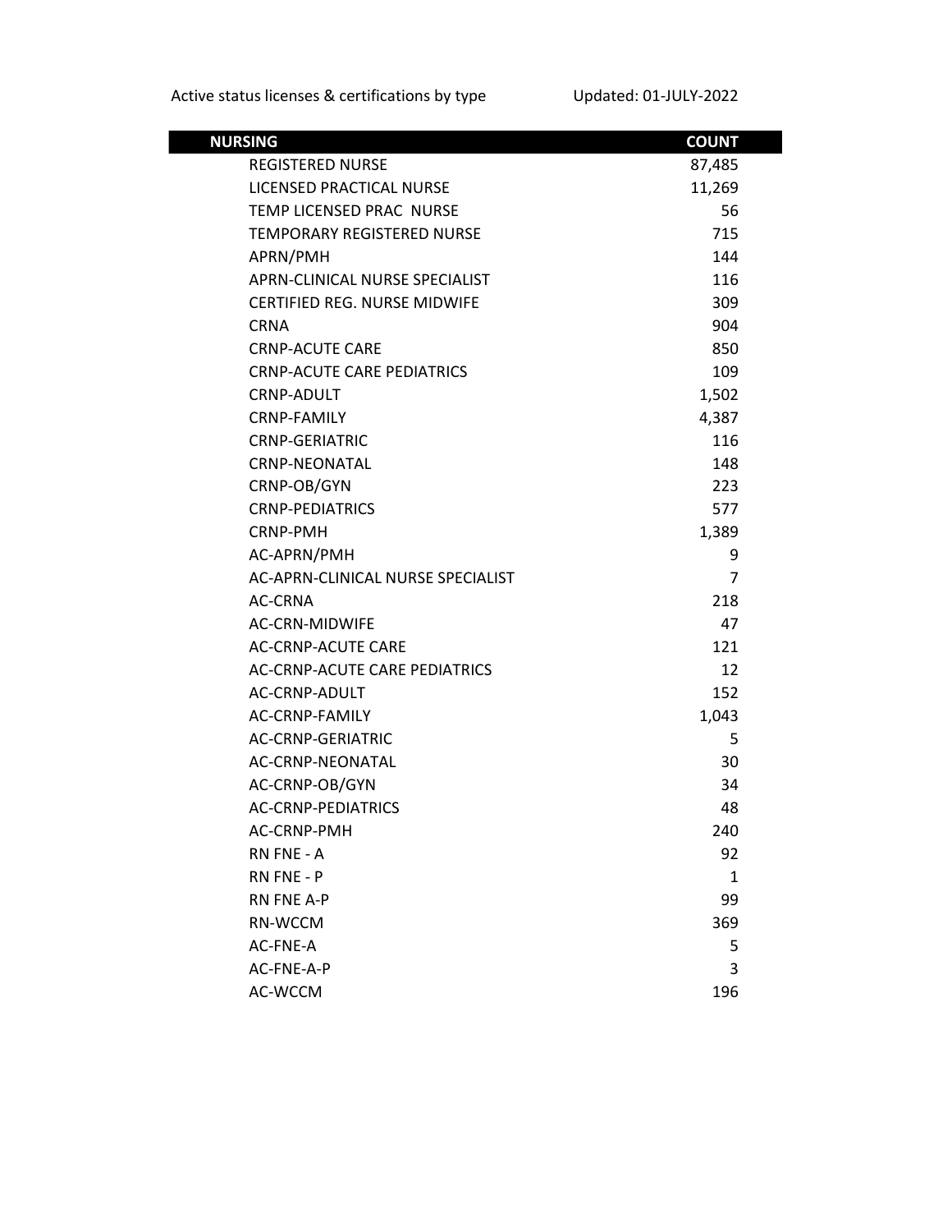Active status licenses & certifications by type Updated: 01-JULY-2022

| NURSING | COUNT |
|---|---|
| REGISTERED NURSE | 87,485 |
| LICENSED PRACTICAL NURSE | 11,269 |
| TEMP LICENSED PRAC NURSE | 56 |
| TEMPORARY REGISTERED NURSE | 715 |
| APRN/PMH | 144 |
| APRN-CLINICAL NURSE SPECIALIST | 116 |
| CERTIFIED REG. NURSE MIDWIFE | 309 |
| CRNA | 904 |
| CRNP-ACUTE CARE | 850 |
| CRNP-ACUTE CARE PEDIATRICS | 109 |
| CRNP-ADULT | 1,502 |
| CRNP-FAMILY | 4,387 |
| CRNP-GERIATRIC | 116 |
| CRNP-NEONATAL | 148 |
| CRNP-OB/GYN | 223 |
| CRNP-PEDIATRICS | 577 |
| CRNP-PMH | 1,389 |
| AC-APRN/PMH | 9 |
| AC-APRN-CLINICAL NURSE SPECIALIST | 7 |
| AC-CRNA | 218 |
| AC-CRN-MIDWIFE | 47 |
| AC-CRNP-ACUTE CARE | 121 |
| AC-CRNP-ACUTE CARE PEDIATRICS | 12 |
| AC-CRNP-ADULT | 152 |
| AC-CRNP-FAMILY | 1,043 |
| AC-CRNP-GERIATRIC | 5 |
| AC-CRNP-NEONATAL | 30 |
| AC-CRNP-OB/GYN | 34 |
| AC-CRNP-PEDIATRICS | 48 |
| AC-CRNP-PMH | 240 |
| RN FNE - A | 92 |
| RN FNE - P | 1 |
| RN FNE A-P | 99 |
| RN-WCCM | 369 |
| AC-FNE-A | 5 |
| AC-FNE-A-P | 3 |
| AC-WCCM | 196 |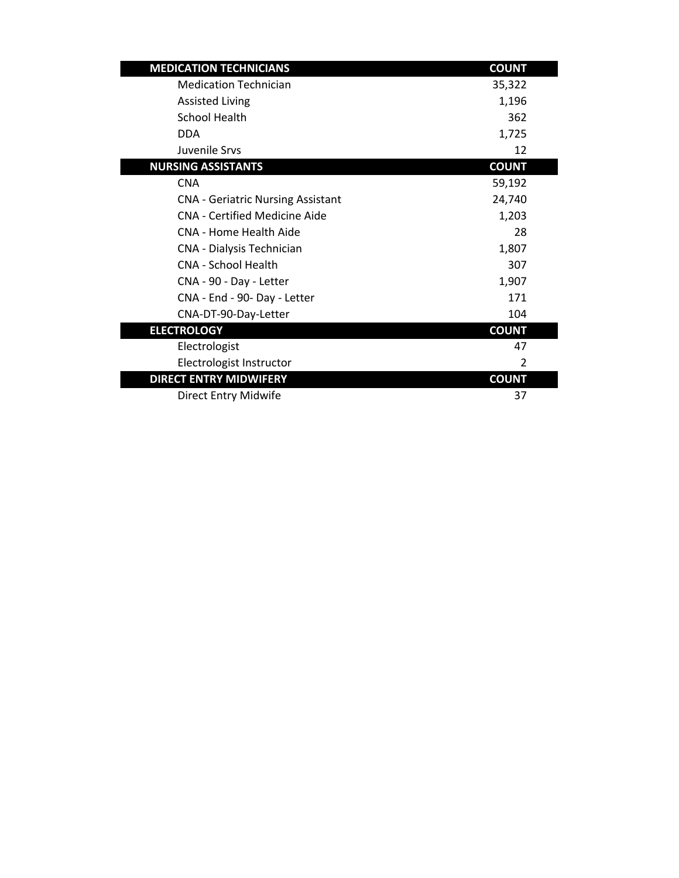| MEDICATION TECHNICIANS | COUNT |
| --- | --- |
| Medication Technician | 35,322 |
| Assisted Living | 1,196 |
| School Health | 362 |
| DDA | 1,725 |
| Juvenile Srvs | 12 |
| **NURSING ASSISTANTS** | **COUNT** |
| CNA | 59,192 |
| CNA - Geriatric Nursing Assistant | 24,740 |
| CNA - Certified Medicine Aide | 1,203 |
| CNA - Home Health Aide | 28 |
| CNA - Dialysis Technician | 1,807 |
| CNA - School Health | 307 |
| CNA - 90 - Day - Letter | 1,907 |
| CNA - End - 90- Day - Letter | 171 |
| CNA-DT-90-Day-Letter | 104 |
| **ELECTROLOGY** | **COUNT** |
| Electrologist | 47 |
| Electrologist Instructor | 2 |
| **DIRECT ENTRY MIDWIFERY** | **COUNT** |
| Direct Entry Midwife | 37 |